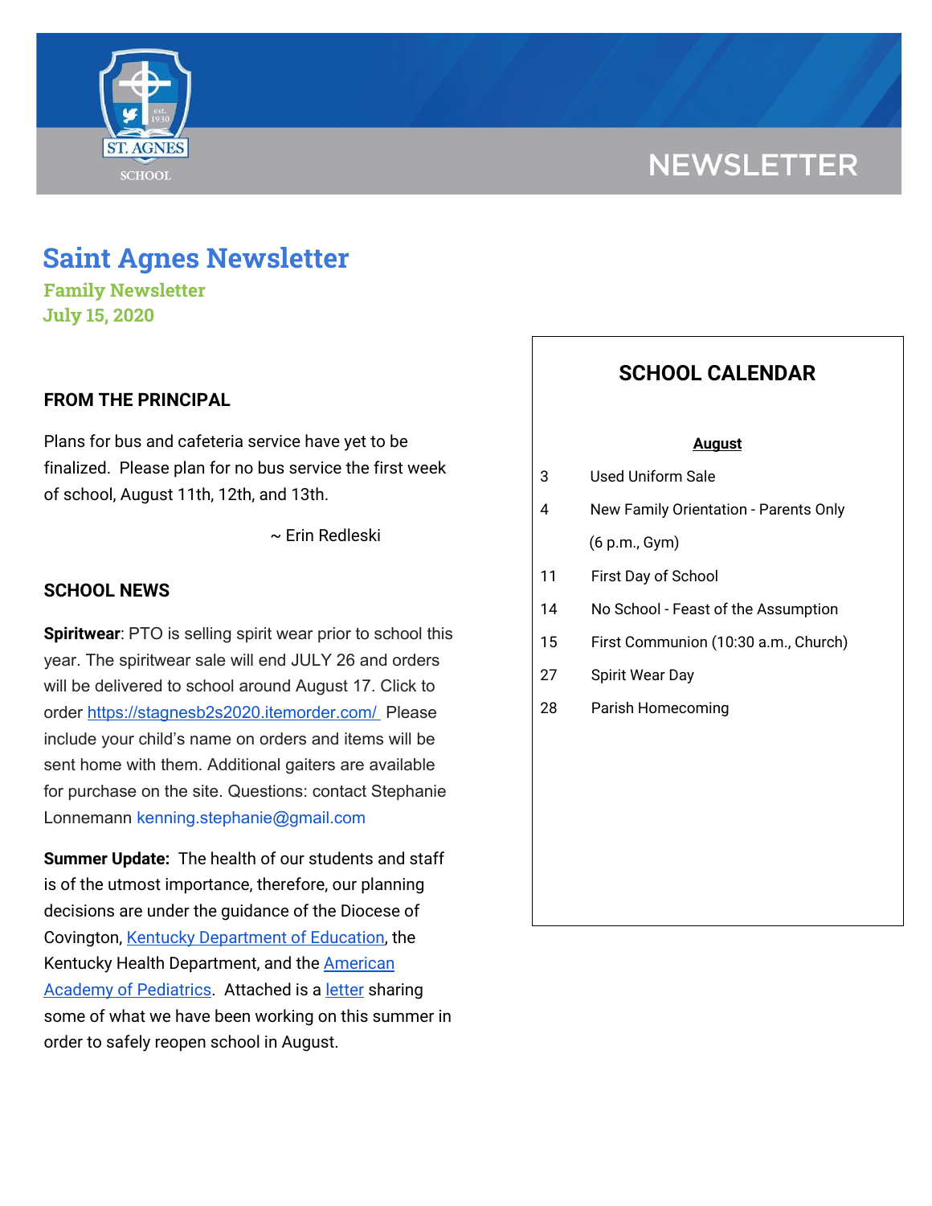NEWSLETTER

# Saint Agnes Newsletter

### Family Newsletter
### July 15, 2020

## FROM THE PRINCIPAL

Plans for bus and cafeteria service have yet to be finalized. Please plan for no bus service the first week of school, August 11th, 12th, and 13th.

~ Erin Redleski

## SCHOOL NEWS

**Spiritwear**: PTO is selling spirit wear prior to school this year. The spiritwear sale will end JULY 26 and orders will be delivered to school around August 17. Click to order https://stagnesb2s2020.itemorder.com/ Please include your child's name on orders and items will be sent home with them. Additional gaiters are available for purchase on the site. Questions: contact Stephanie Lonnemann kenning.stephanie@gmail.com

**Summer Update:** The health of our students and staff is of the utmost importance, therefore, our planning decisions are under the guidance of the Diocese of Covington, Kentucky Department of Education, the Kentucky Health Department, and the American Academy of Pediatrics. Attached is a letter sharing some of what we have been working on this summer in order to safely reopen school in August.

## SCHOOL CALENDAR

**August**

| | |
|---|---|
| 3 | Used Uniform Sale |
| 4 | New Family Orientation - Parents Only (6 p.m., Gym) |
| 11 | First Day of School |
| 14 | No School - Feast of the Assumption |
| 15 | First Communion (10:30 a.m., Church) |
| 27 | Spirit Wear Day |
| 28 | Parish Homecoming |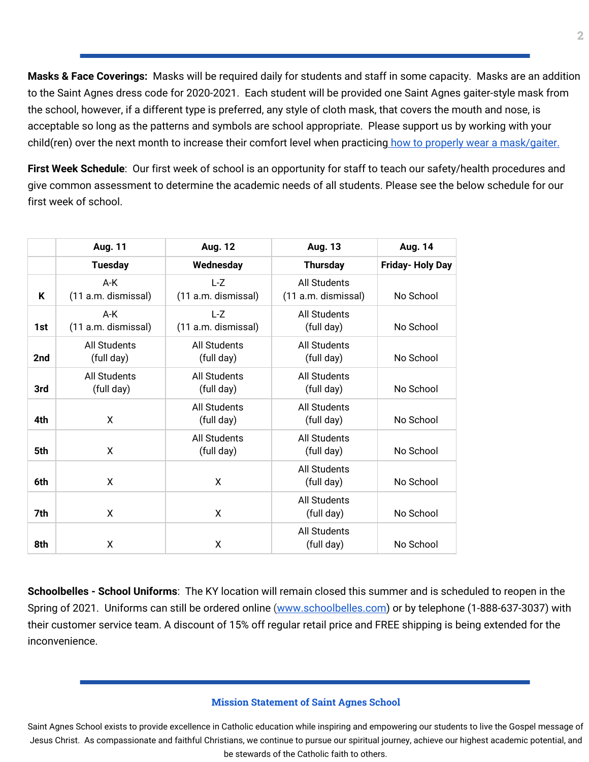**Masks & Face Coverings:** Masks will be required daily for students and staff in some capacity. Masks are an addition to the Saint Agnes dress code for 2020-2021. Each student will be provided one Saint Agnes gaiter-style mask from the school, however, if a different type is preferred, any style of cloth mask, that covers the mouth and nose, is acceptable so long as the patterns and symbols are school appropriate. Please support us by working with your child(ren) over the next month to increase their comfort level when practicing how to properly wear a mask/gaiter.

**First Week Schedule**: Our first week of school is an opportunity for staff to teach our safety/health procedures and give common assessment to determine the academic needs of all students. Please see the below schedule for our first week of school.

| | Aug. 11 | Aug. 12 | Aug. 13 | Aug. 14 |
|---|---|---|---|---|
| | **Tuesday** | **Wednesday** | **Thursday** | **Friday- Holy Day** |
| **K** | A-K (11 a.m. dismissal) | L-Z (11 a.m. dismissal) | All Students (11 a.m. dismissal) | No School |
| **1st** | A-K (11 a.m. dismissal) | L-Z (11 a.m. dismissal) | All Students (full day) | No School |
| **2nd** | All Students (full day) | All Students (full day) | All Students (full day) | No School |
| **3rd** | All Students (full day) | All Students (full day) | All Students (full day) | No School |
| **4th** | X | All Students (full day) | All Students (full day) | No School |
| **5th** | X | All Students (full day) | All Students (full day) | No School |
| **6th** | X | X | All Students (full day) | No School |
| **7th** | X | X | All Students (full day) | No School |
| **8th** | X | X | All Students (full day) | No School |

**Schoolbelles - School Uniforms**: The KY location will remain closed this summer and is scheduled to reopen in the Spring of 2021. Uniforms can still be ordered online (www.schoolbelles.com) or by telephone (1-888-637-3037) with their customer service team. A discount of 15% off regular retail price and FREE shipping is being extended for the inconvenience.

### Mission Statement of Saint Agnes School

Saint Agnes School exists to provide excellence in Catholic education while inspiring and empowering our students to live the Gospel message of Jesus Christ. As compassionate and faithful Christians, we continue to pursue our spiritual journey, achieve our highest academic potential, and be stewards of the Catholic faith to others.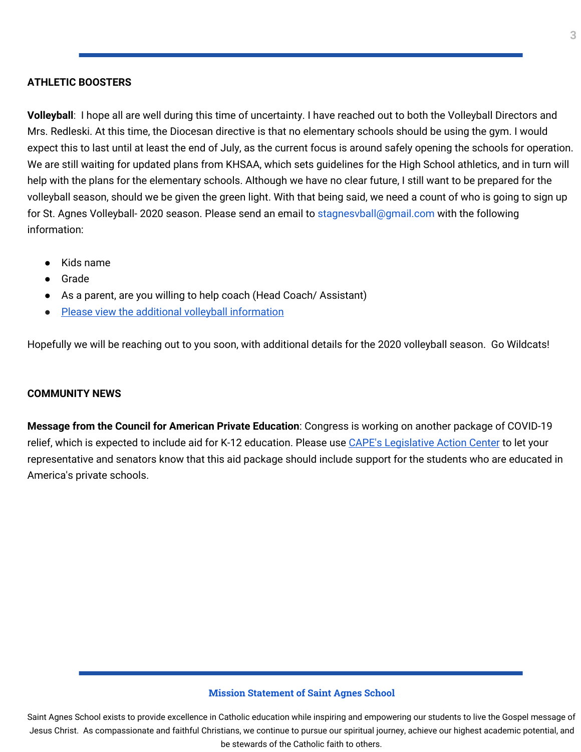**ATHLETIC BOOSTERS**

**Volleyball**: I hope all are well during this time of uncertainty. I have reached out to both the Volleyball Directors and Mrs. Redleski. At this time, the Diocesan directive is that no elementary schools should be using the gym. I would expect this to last until at least the end of July, as the current focus is around safely opening the schools for operation. We are still waiting for updated plans from KHSAA, which sets guidelines for the High School athletics, and in turn will help with the plans for the elementary schools. Although we have no clear future, I still want to be prepared for the volleyball season, should we be given the green light. With that being said, we need a count of who is going to sign up for St. Agnes Volleyball- 2020 season. Please send an email to stagnesvball@gmail.com with the following information:

- Kids name
- Grade
- As a parent, are you willing to help coach (Head Coach/ Assistant)
- Please view the additional volleyball information

Hopefully we will be reaching out to you soon, with additional details for the 2020 volleyball season. Go Wildcats!

**COMMUNITY NEWS**

**Message from the Council for American Private Education**: Congress is working on another package of COVID-19 relief, which is expected to include aid for K-12 education. Please use CAPE's Legislative Action Center to let your representative and senators know that this aid package should include support for the students who are educated in America's private schools.

**Mission Statement of Saint Agnes School**

Saint Agnes School exists to provide excellence in Catholic education while inspiring and empowering our students to live the Gospel message of Jesus Christ. As compassionate and faithful Christians, we continue to pursue our spiritual journey, achieve our highest academic potential, and be stewards of the Catholic faith to others.